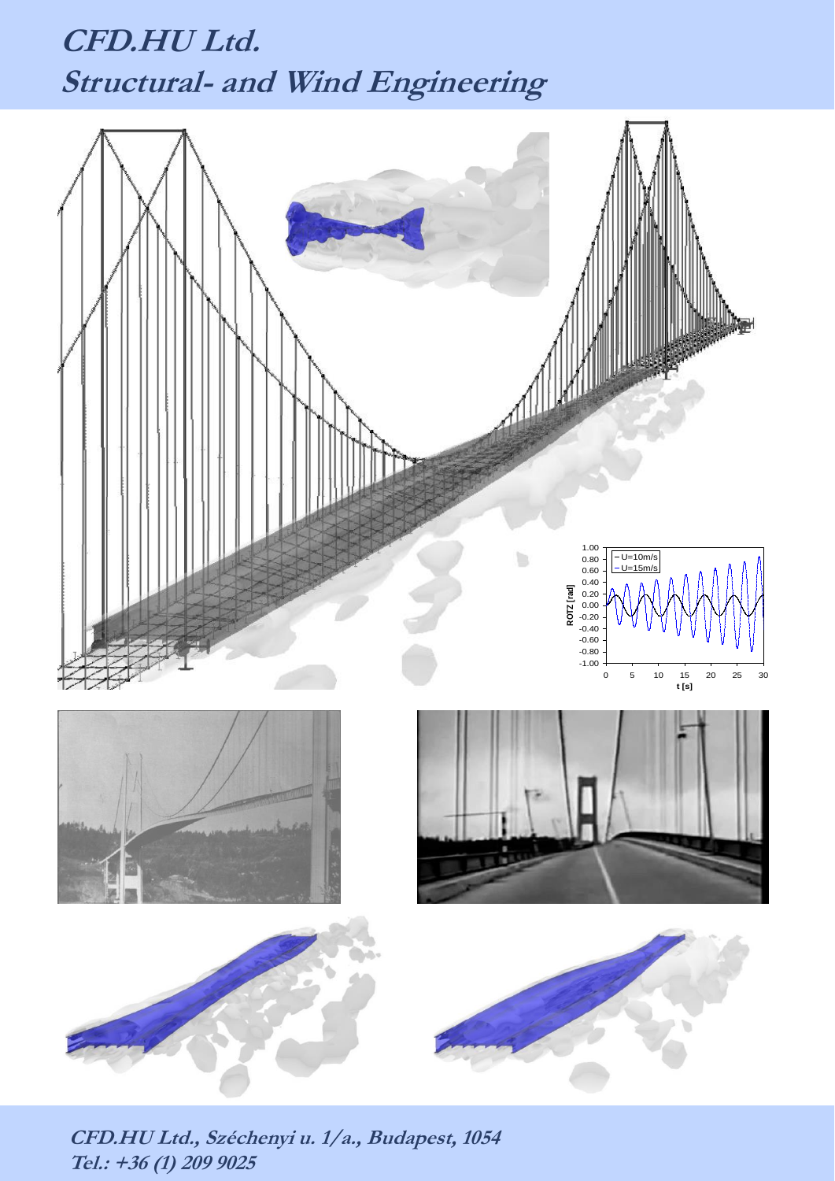# CFD.HU Ltd.
# Structural- and Wind Engineering

CFD.HU Ltd., Széchenyi u. 1/a., Budapest, 1054
Tel.: +36 (1) 209 9025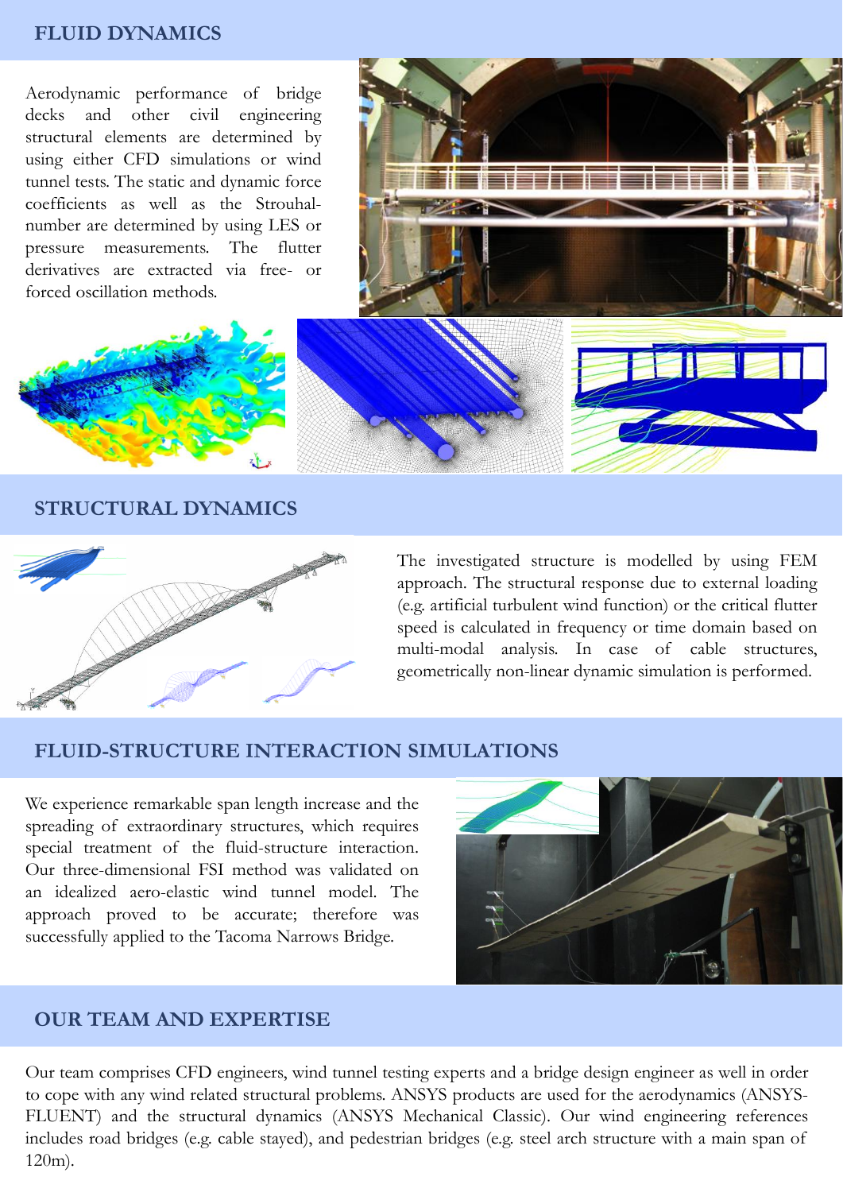## FLUID DYNAMICS

Aerodynamic performance of bridge decks and other civil engineering structural elements are determined by using either CFD simulations or wind tunnel tests. The static and dynamic force coefficients as well as the Strouhal-number are determined by using LES or pressure measurements. The flutter derivatives are extracted via free- or forced oscillation methods.

## STRUCTURAL DYNAMICS

The investigated structure is modelled by using FEM approach. The structural response due to external loading (e.g. artificial turbulent wind function) or the critical flutter speed is calculated in frequency or time domain based on multi-modal analysis. In case of cable structures, geometrically non-linear dynamic simulation is performed.

## FLUID-STRUCTURE INTERACTION SIMULATIONS

We experience remarkable span length increase and the spreading of extraordinary structures, which requires special treatment of the fluid-structure interaction. Our three-dimensional FSI method was validated on an idealized aero-elastic wind tunnel model. The approach proved to be accurate; therefore was successfully applied to the Tacoma Narrows Bridge.

## OUR TEAM AND EXPERTISE

Our team comprises CFD engineers, wind tunnel testing experts and a bridge design engineer as well in order to cope with any wind related structural problems. ANSYS products are used for the aerodynamics (ANSYS-FLUENT) and the structural dynamics (ANSYS Mechanical Classic). Our wind engineering references includes road bridges (e.g. cable stayed), and pedestrian bridges (e.g. steel arch structure with a main span of 120m).